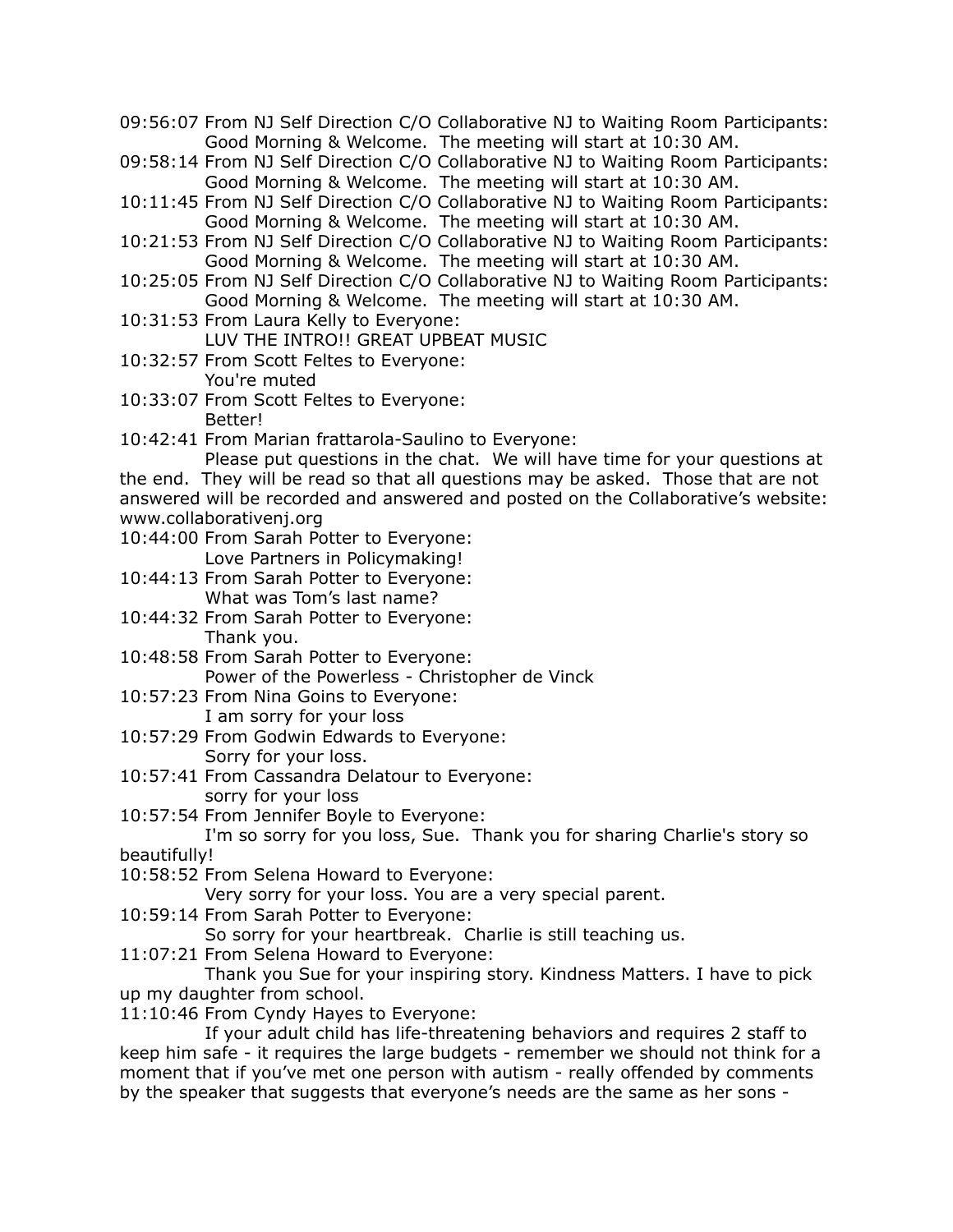09:56:07 From NJ Self Direction C/O Collaborative NJ to Waiting Room Participants:
Good Morning & Welcome. The meeting will start at 10:30 AM.

09:58:14 From NJ Self Direction C/O Collaborative NJ to Waiting Room Participants:
Good Morning & Welcome. The meeting will start at 10:30 AM.

10:11:45 From NJ Self Direction C/O Collaborative NJ to Waiting Room Participants:
Good Morning & Welcome. The meeting will start at 10:30 AM.

10:21:53 From NJ Self Direction C/O Collaborative NJ to Waiting Room Participants:
Good Morning & Welcome. The meeting will start at 10:30 AM.

10:25:05 From NJ Self Direction C/O Collaborative NJ to Waiting Room Participants:
Good Morning & Welcome. The meeting will start at 10:30 AM.

10:31:53 From Laura Kelly to Everyone:
LUV THE INTRO!! GREAT UPBEAT MUSIC

10:32:57 From Scott Feltes to Everyone:
You're muted

10:33:07 From Scott Feltes to Everyone:
Better!

10:42:41 From Marian frattarola-Saulino to Everyone:
Please put questions in the chat. We will have time for your questions at the end. They will be read so that all questions may be asked. Those that are not answered will be recorded and answered and posted on the Collaborative's website: www.collaborativenj.org

10:44:00 From Sarah Potter to Everyone:
Love Partners in Policymaking!

10:44:13 From Sarah Potter to Everyone:
What was Tom's last name?

10:44:32 From Sarah Potter to Everyone:
Thank you.

10:48:58 From Sarah Potter to Everyone:
Power of the Powerless - Christopher de Vinck

10:57:23 From Nina Goins to Everyone:
I am sorry for your loss

10:57:29 From Godwin Edwards to Everyone:
Sorry for your loss.

10:57:41 From Cassandra Delatour to Everyone:
sorry for your loss

10:57:54 From Jennifer Boyle to Everyone:
I'm so sorry for you loss, Sue. Thank you for sharing Charlie's story so beautifully!

10:58:52 From Selena Howard to Everyone:
Very sorry for your loss. You are a very special parent.

10:59:14 From Sarah Potter to Everyone:
So sorry for your heartbreak. Charlie is still teaching us.

11:07:21 From Selena Howard to Everyone:
Thank you Sue for your inspiring story. Kindness Matters. I have to pick up my daughter from school.

11:10:46 From Cyndy Hayes to Everyone:
If your adult child has life-threatening behaviors and requires 2 staff to keep him safe - it requires the large budgets - remember we should not think for a moment that if you've met one person with autism - really offended by comments by the speaker that suggests that everyone's needs are the same as her sons -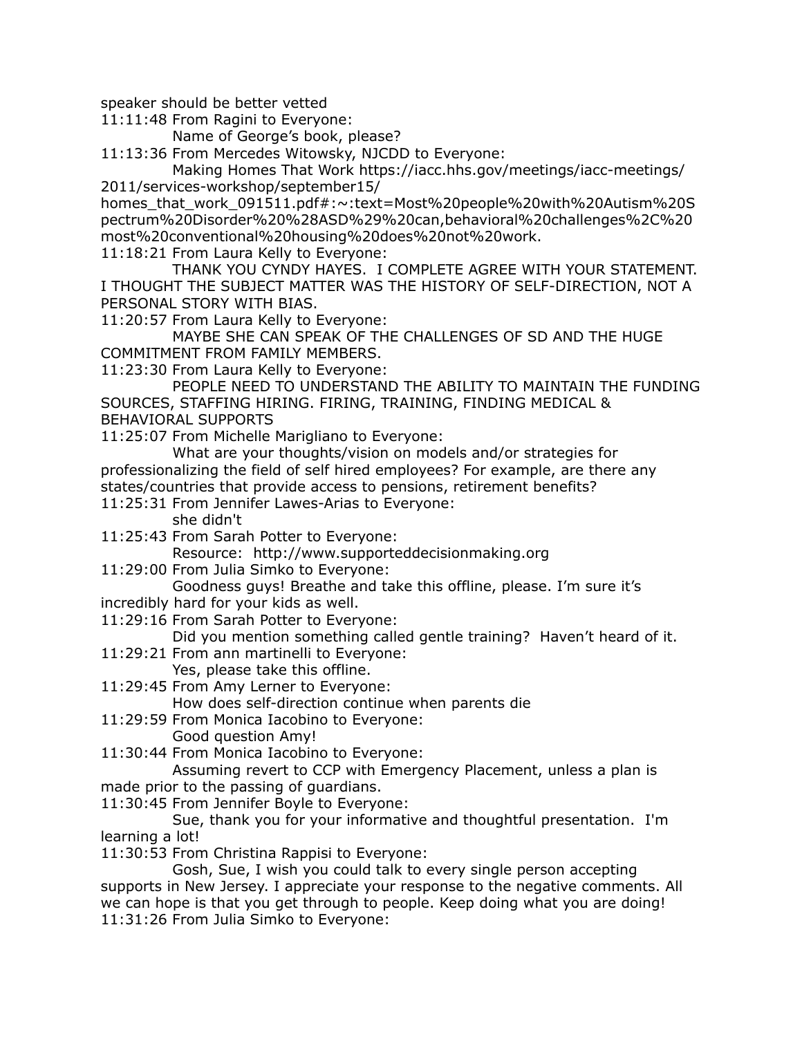speaker should be better vetted

11:11:48 From Ragini to Everyone:

Name of George's book, please?

11:13:36 From Mercedes Witowsky, NJCDD to Everyone:

Making Homes That Work https://iacc.hhs.gov/meetings/iacc-meetings/2011/services-workshop/september15/homes_that_work_091511.pdf#:~:text=Most%20people%20with%20Autism%20Spectrum%20Disorder%20%28ASD%29%20can,behavioral%20challenges%2C%20most%20conventional%20housing%20does%20not%20work.

11:18:21 From Laura Kelly to Everyone:

THANK YOU CYNDY HAYES. I COMPLETE AGREE WITH YOUR STATEMENT. I THOUGHT THE SUBJECT MATTER WAS THE HISTORY OF SELF-DIRECTION, NOT A PERSONAL STORY WITH BIAS.

11:20:57 From Laura Kelly to Everyone:

MAYBE SHE CAN SPEAK OF THE CHALLENGES OF SD AND THE HUGE COMMITMENT FROM FAMILY MEMBERS.

11:23:30 From Laura Kelly to Everyone:

PEOPLE NEED TO UNDERSTAND THE ABILITY TO MAINTAIN THE FUNDING SOURCES, STAFFING HIRING. FIRING, TRAINING, FINDING MEDICAL & BEHAVIORAL SUPPORTS

11:25:07 From Michelle Marigliano to Everyone:

What are your thoughts/vision on models and/or strategies for professionalizing the field of self hired employees? For example, are there any states/countries that provide access to pensions, retirement benefits?

11:25:31 From Jennifer Lawes-Arias to Everyone:

she didn't

11:25:43 From Sarah Potter to Everyone:

Resource: http://www.supporteddecisionmaking.org

11:29:00 From Julia Simko to Everyone:

Goodness guys! Breathe and take this offline, please. I'm sure it's incredibly hard for your kids as well.

11:29:16 From Sarah Potter to Everyone:

Did you mention something called gentle training? Haven't heard of it.

11:29:21 From ann martinelli to Everyone:

Yes, please take this offline.

11:29:45 From Amy Lerner to Everyone:

How does self-direction continue when parents die

11:29:59 From Monica Iacobino to Everyone:

Good question Amy!

11:30:44 From Monica Iacobino to Everyone:

Assuming revert to CCP with Emergency Placement, unless a plan is made prior to the passing of guardians.

11:30:45 From Jennifer Boyle to Everyone:

Sue, thank you for your informative and thoughtful presentation. I'm learning a lot!

11:30:53 From Christina Rappisi to Everyone:

Gosh, Sue, I wish you could talk to every single person accepting supports in New Jersey. I appreciate your response to the negative comments. All we can hope is that you get through to people. Keep doing what you are doing!

11:31:26 From Julia Simko to Everyone: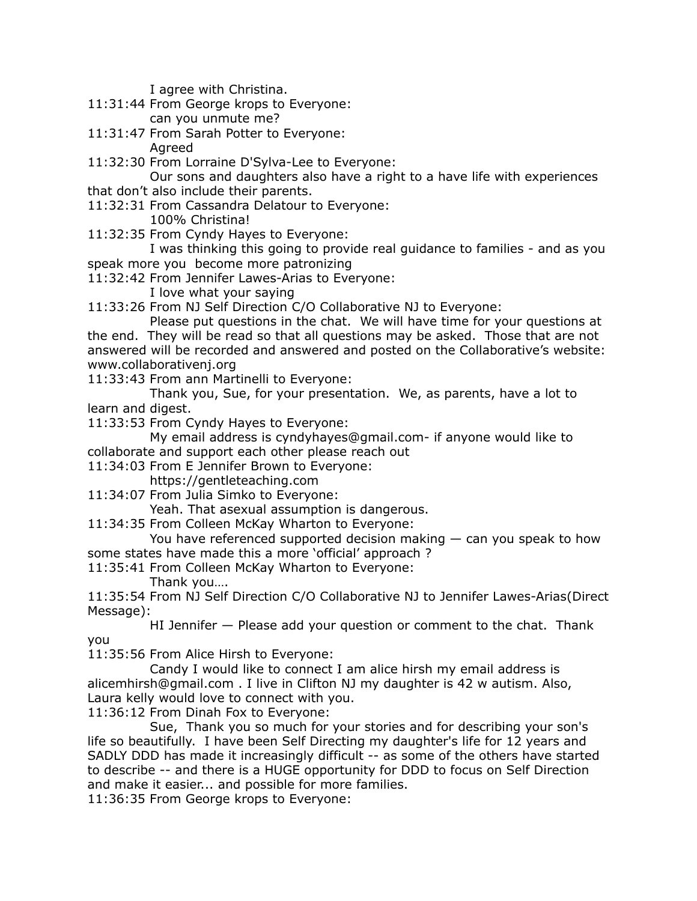I agree with Christina.

11:31:44 From George krops to Everyone:

can you unmute me?

11:31:47 From Sarah Potter to Everyone:

Agreed

11:32:30 From Lorraine D'Sylva-Lee to Everyone:

Our sons and daughters also have a right to a have life with experiences that don't also include their parents.

11:32:31 From Cassandra Delatour to Everyone:

100% Christina!

11:32:35 From Cyndy Hayes to Everyone:

I was thinking this going to provide real guidance to families - and as you speak more you  become more patronizing

11:32:42 From Jennifer Lawes-Arias to Everyone:

I love what your saying

11:33:26 From NJ Self Direction C/O Collaborative NJ to Everyone:

Please put questions in the chat.  We will have time for your questions at the end.  They will be read so that all questions may be asked.  Those that are not answered will be recorded and answered and posted on the Collaborative's website: www.collaborativenj.org

11:33:43 From ann Martinelli to Everyone:

Thank you, Sue, for your presentation.  We, as parents, have a lot to learn and digest.

11:33:53 From Cyndy Hayes to Everyone:

My email address is cyndyhayes@gmail.com- if anyone would like to collaborate and support each other please reach out

11:34:03 From E Jennifer Brown to Everyone:

https://gentleteaching.com

11:34:07 From Julia Simko to Everyone:

Yeah. That asexual assumption is dangerous.

11:34:35 From Colleen McKay Wharton to Everyone:

You have referenced supported decision making — can you speak to how some states have made this a more 'official' approach ?

11:35:41 From Colleen McKay Wharton to Everyone:

Thank you….

11:35:54 From NJ Self Direction C/O Collaborative NJ to Jennifer Lawes-Arias(Direct Message):

HI Jennifer — Please add your question or comment to the chat.  Thank you

11:35:56 From Alice Hirsh to Everyone:

Candy I would like to connect I am alice hirsh my email address is alicemhirsh@gmail.com . I live in Clifton NJ my daughter is 42 w autism. Also, Laura kelly would love to connect with you.

11:36:12 From Dinah Fox to Everyone:

Sue,  Thank you so much for your stories and for describing your son's life so beautifully.  I have been Self Directing my daughter's life for 12 years and SADLY DDD has made it increasingly difficult -- as some of the others have started to describe -- and there is a HUGE opportunity for DDD to focus on Self Direction and make it easier... and possible for more families.

11:36:35 From George krops to Everyone: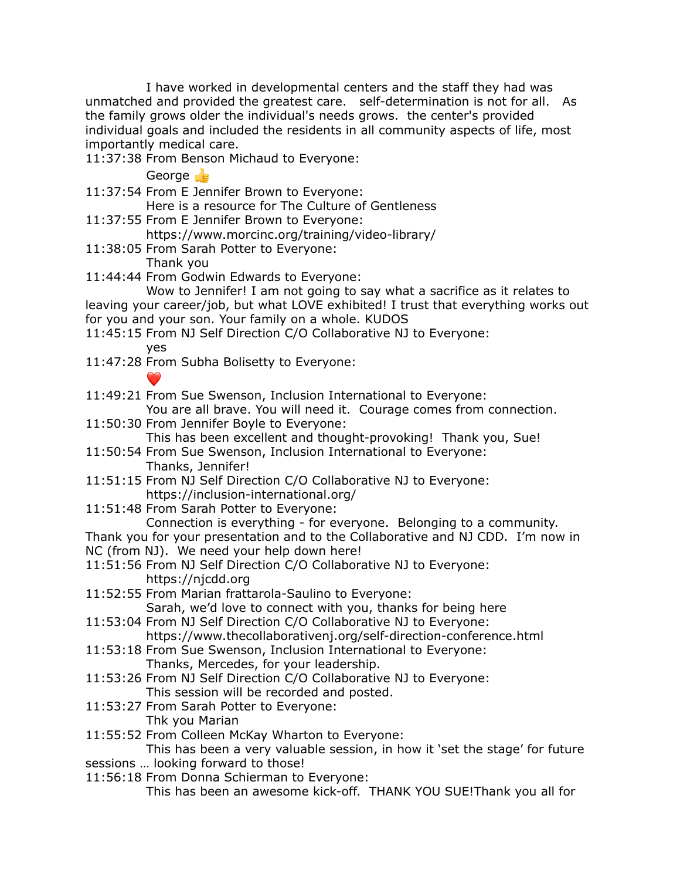I have worked in developmental centers and the staff they had was unmatched and provided the greatest care.   self-determination is not for all.   As the family grows older the individual's needs grows.  the center's provided individual goals and included the residents in all community aspects of life, most importantly medical care.

11:37:38 From Benson Michaud to Everyone:
George 👍

11:37:54 From E Jennifer Brown to Everyone:
Here is a resource for The Culture of Gentleness

11:37:55 From E Jennifer Brown to Everyone:
https://www.morcinc.org/training/video-library/

11:38:05 From Sarah Potter to Everyone:
Thank you

11:44:44 From Godwin Edwards to Everyone:
Wow to Jennifer! I am not going to say what a sacrifice as it relates to leaving your career/job, but what LOVE exhibited! I trust that everything works out for you and your son. Your family on a whole. KUDOS

11:45:15 From NJ Self Direction C/O Collaborative NJ to Everyone:
yes

11:47:28 From Subha Bolisetty to Everyone:
❤️

11:49:21 From Sue Swenson, Inclusion International to Everyone:
You are all brave. You will need it.  Courage comes from connection.

11:50:30 From Jennifer Boyle to Everyone:
This has been excellent and thought-provoking!  Thank you, Sue!

11:50:54 From Sue Swenson, Inclusion International to Everyone:
Thanks, Jennifer!

11:51:15 From NJ Self Direction C/O Collaborative NJ to Everyone:
https://inclusion-international.org/

11:51:48 From Sarah Potter to Everyone:
Connection is everything - for everyone.  Belonging to a community.  Thank you for your presentation and to the Collaborative and NJ CDD.  I'm now in NC (from NJ).  We need your help down here!

11:51:56 From NJ Self Direction C/O Collaborative NJ to Everyone:
https://njcdd.org

11:52:55 From Marian frattarola-Saulino to Everyone:
Sarah, we'd love to connect with you, thanks for being here

11:53:04 From NJ Self Direction C/O Collaborative NJ to Everyone:
https://www.thecollaborativenj.org/self-direction-conference.html

11:53:18 From Sue Swenson, Inclusion International to Everyone:
Thanks, Mercedes, for your leadership.

11:53:26 From NJ Self Direction C/O Collaborative NJ to Everyone:
This session will be recorded and posted.

11:53:27 From Sarah Potter to Everyone:
Thk you Marian

11:55:52 From Colleen McKay Wharton to Everyone:
This has been a very valuable session, in how it 'set the stage' for future sessions … looking forward to those!

11:56:18 From Donna Schierman to Everyone:
This has been an awesome kick-off.  THANK YOU SUE!Thank you all for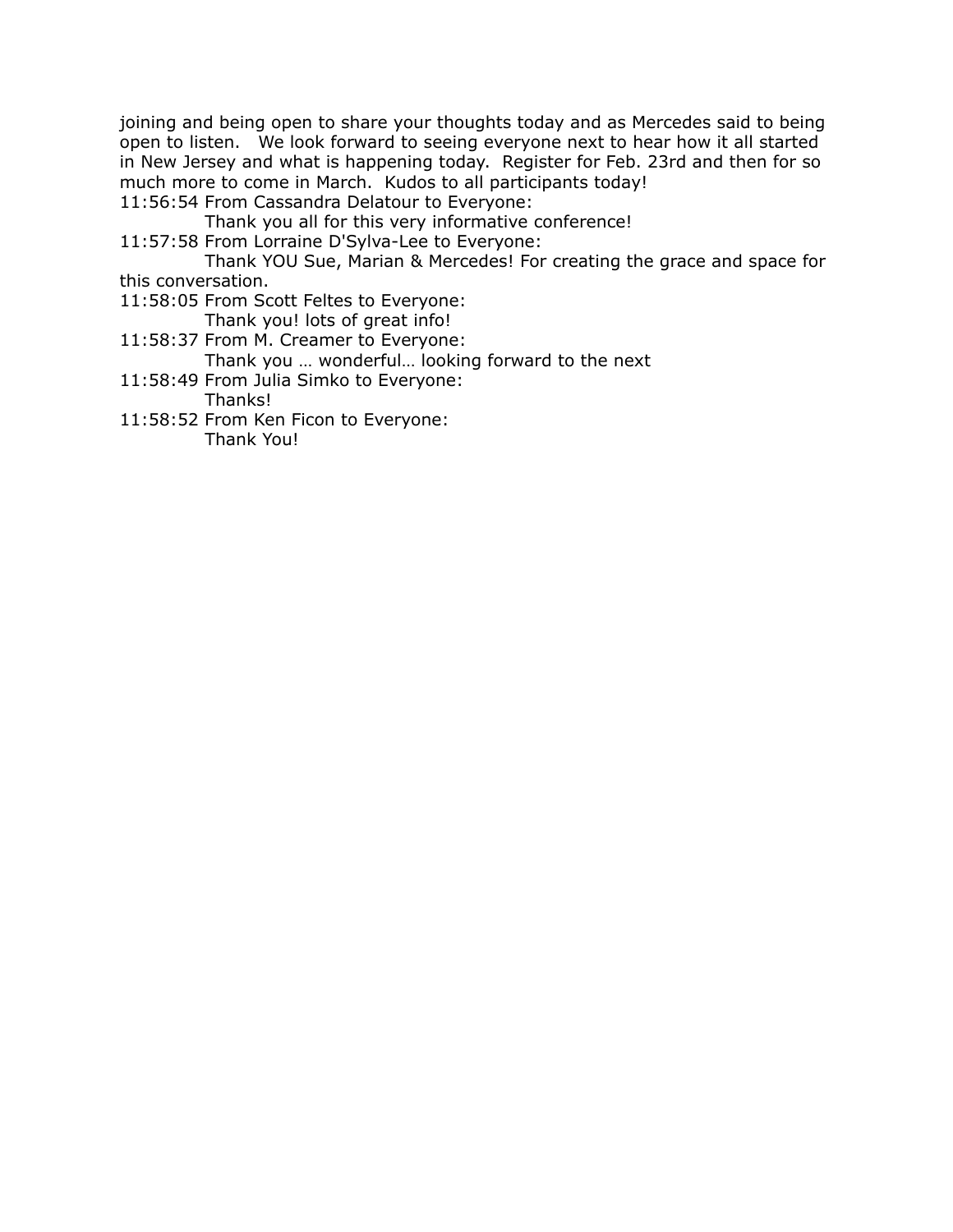joining and being open to share your thoughts today and as Mercedes said to being open to listen.   We look forward to seeing everyone next to hear how it all started in New Jersey and what is happening today.  Register for Feb. 23rd and then for so much more to come in March.  Kudos to all participants today!

11:56:54 From Cassandra Delatour to Everyone:
Thank you all for this very informative conference!

11:57:58 From Lorraine D'Sylva-Lee to Everyone:
Thank YOU Sue, Marian & Mercedes! For creating the grace and space for this conversation.

11:58:05 From Scott Feltes to Everyone:
Thank you! lots of great info!

11:58:37 From M. Creamer to Everyone:
Thank you … wonderful… looking forward to the next

11:58:49 From Julia Simko to Everyone:
Thanks!

11:58:52 From Ken Ficon to Everyone:
Thank You!